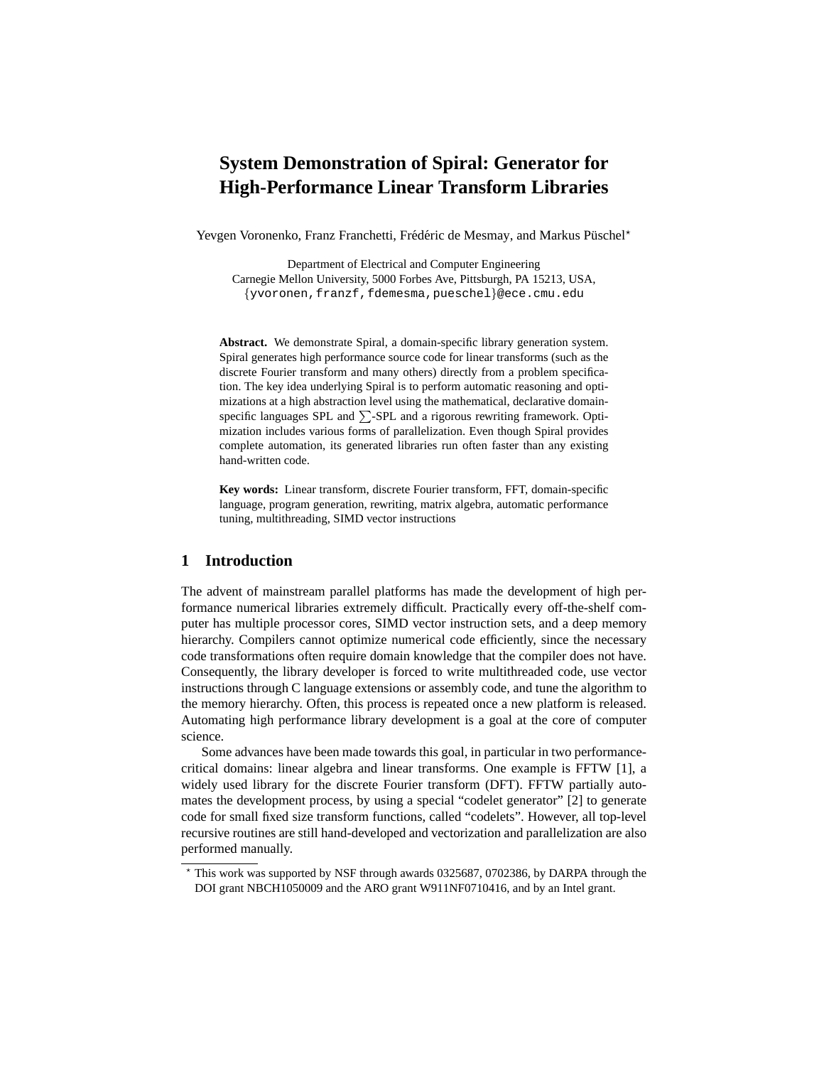# System Demonstration of Spiral: Generator for High-Performance Linear Transform Libraries

Yevgen Voronenko, Franz Franchetti, Frédéric de Mesmay, and Markus Püschel*

Department of Electrical and Computer Engineering
Carnegie Mellon University, 5000 Forbes Ave, Pittsburgh, PA 15213, USA,
{yvoronen,franzf,fdemesma,pueschel}@ece.cmu.edu

**Abstract.** We demonstrate Spiral, a domain-specific library generation system. Spiral generates high performance source code for linear transforms (such as the discrete Fourier transform and many others) directly from a problem specification. The key idea underlying Spiral is to perform automatic reasoning and optimizations at a high abstraction level using the mathematical, declarative domain-specific languages SPL and $\sum$-SPL and a rigorous rewriting framework. Optimization includes various forms of parallelization. Even though Spiral provides complete automation, its generated libraries run often faster than any existing hand-written code.

**Key words:** Linear transform, discrete Fourier transform, FFT, domain-specific language, program generation, rewriting, matrix algebra, automatic performance tuning, multithreading, SIMD vector instructions

## 1 Introduction

The advent of mainstream parallel platforms has made the development of high performance numerical libraries extremely difficult. Practically every off-the-shelf computer has multiple processor cores, SIMD vector instruction sets, and a deep memory hierarchy. Compilers cannot optimize numerical code efficiently, since the necessary code transformations often require domain knowledge that the compiler does not have. Consequently, the library developer is forced to write multithreaded code, use vector instructions through C language extensions or assembly code, and tune the algorithm to the memory hierarchy. Often, this process is repeated once a new platform is released. Automating high performance library development is a goal at the core of computer science.

Some advances have been made towards this goal, in particular in two performance-critical domains: linear algebra and linear transforms. One example is FFTW [1], a widely used library for the discrete Fourier transform (DFT). FFTW partially automates the development process, by using a special "codelet generator" [2] to generate code for small fixed size transform functions, called "codelets". However, all top-level recursive routines are still hand-developed and vectorization and parallelization are also performed manually.

* This work was supported by NSF through awards 0325687, 0702386, by DARPA through the DOI grant NBCH1050009 and the ARO grant W911NF0710416, and by an Intel grant.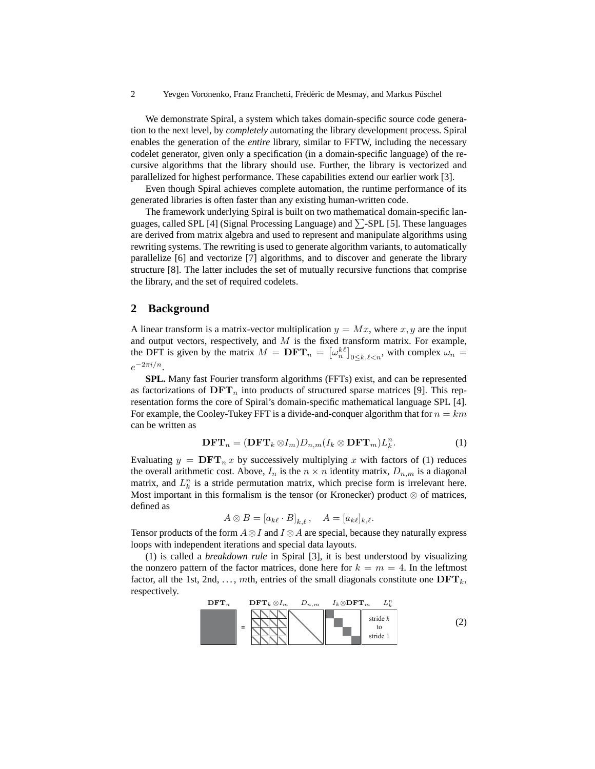We demonstrate Spiral, a system which takes domain-specific source code generation to the next level, by *completely* automating the library development process. Spiral enables the generation of the *entire* library, similar to FFTW, including the necessary codelet generator, given only a specification (in a domain-specific language) of the recursive algorithms that the library should use. Further, the library is vectorized and parallelized for highest performance. These capabilities extend our earlier work [3].

Even though Spiral achieves complete automation, the runtime performance of its generated libraries is often faster than any existing human-written code.

The framework underlying Spiral is built on two mathematical domain-specific languages, called SPL [4] (Signal Processing Language) and $\sum$-SPL [5]. These languages are derived from matrix algebra and used to represent and manipulate algorithms using rewriting systems. The rewriting is used to generate algorithm variants, to automatically parallelize [6] and vectorize [7] algorithms, and to discover and generate the library structure [8]. The latter includes the set of mutually recursive functions that comprise the library, and the set of required codelets.

## 2 Background

A linear transform is a matrix-vector multiplication $y = Mx$, where $x, y$ are the input and output vectors, respectively, and $M$ is the fixed transform matrix. For example, the DFT is given by the matrix $M = \mathbf{DFT}_n = \left[\omega_n^{k\ell}\right]_{0 \leq k,\ell < n}$, with complex $\omega_n = e^{-2\pi i/n}$.

**SPL.** Many fast Fourier transform algorithms (FFTs) exist, and can be represented as factorizations of $\mathbf{DFT}_n$ into products of structured sparse matrices [9]. This representation forms the core of Spiral's domain-specific mathematical language SPL [4]. For example, the Cooley-Tukey FFT is a divide-and-conquer algorithm that for $n = km$ can be written as

$$\mathbf{DFT}_n = (\mathbf{DFT}_k \otimes I_m) D_{n,m} (I_k \otimes \mathbf{DFT}_m) L_k^n. \tag{1}$$

Evaluating $y = \mathbf{DFT}_n \, x$ by successively multiplying $x$ with factors of (1) reduces the overall arithmetic cost. Above, $I_n$ is the $n \times n$ identity matrix, $D_{n,m}$ is a diagonal matrix, and $L_k^n$ is a stride permutation matrix, which precise form is irrelevant here. Most important in this formalism is the tensor (or Kronecker) product $\otimes$ of matrices, defined as

$$A \otimes B = [a_{k\ell} \cdot B]_{k,\ell}, \quad A = [a_{k\ell}]_{k,\ell}.$$

Tensor products of the form $A \otimes I$ and $I \otimes A$ are special, because they naturally express loops with independent iterations and special data layouts.

(1) is called a *breakdown rule* in Spiral [3], it is best understood by visualizing the nonzero pattern of the factor matrices, done here for $k = m = 4$. In the leftmost factor, all the 1st, 2nd, ..., $m$th, entries of the small diagonals constitute one $\mathbf{DFT}_k$, respectively.

$\mathbf{DFT}_n$ = $\mathbf{DFT}_k \otimes I_m$ $D_{n,m}$ $I_k \otimes \mathbf{DFT}_m$ $L_k^n$ (stride $k$ to stride 1) (2)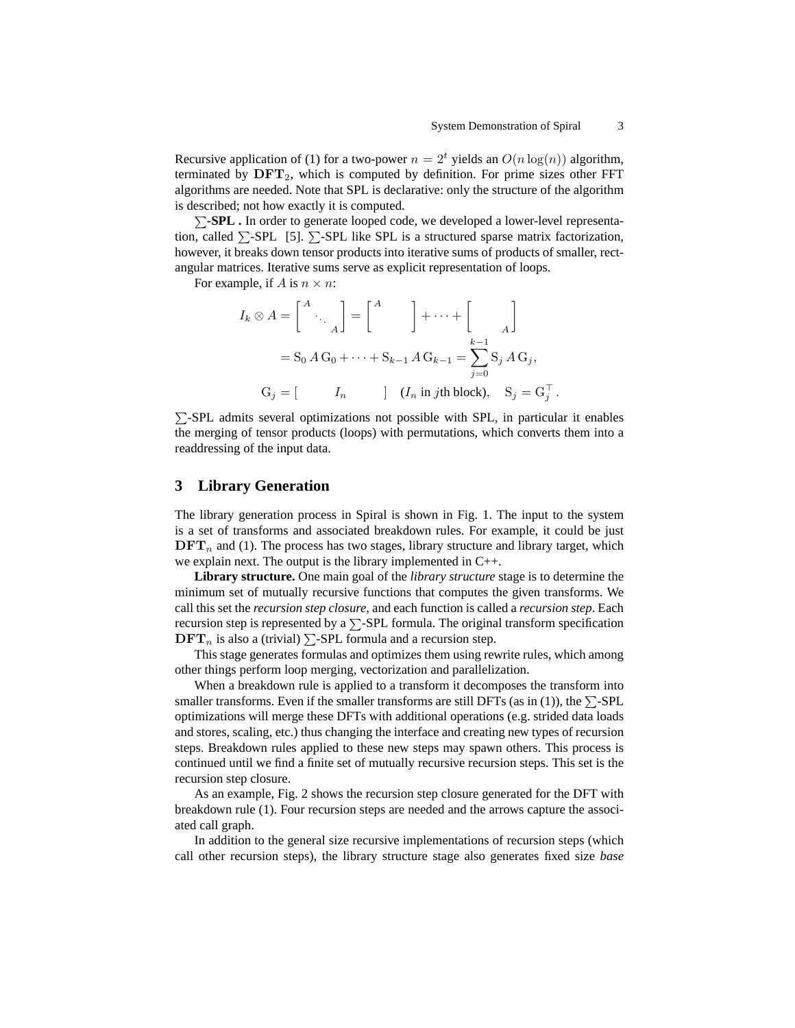Recursive application of (1) for a two-power $n = 2^t$ yields an $O(n \log(n))$ algorithm, terminated by $\mathbf{DFT}_2$, which is computed by definition. For prime sizes other FFT algorithms are needed. Note that SPL is declarative: only the structure of the algorithm is described; not how exactly it is computed.

**$\sum$-SPL .** In order to generate looped code, we developed a lower-level representation, called $\sum$-SPL [5]. $\sum$-SPL like SPL is a structured sparse matrix factorization, however, it breaks down tensor products into iterative sums of products of smaller, rectangular matrices. Iterative sums serve as explicit representation of loops.

For example, if $A$ is $n \times n$:

$$
\begin{aligned}
I_k \otimes A &= \begin{bmatrix} A & & \\ & \ddots & \\ & & A \end{bmatrix} = \begin{bmatrix} A & & \\ & & \\ & & \end{bmatrix} + \cdots + \begin{bmatrix} & & \\ & & \\ & & A \end{bmatrix} \\
&= \mathrm{S}_0 \, A \, \mathrm{G}_0 + \cdots + \mathrm{S}_{k-1} \, A \, \mathrm{G}_{k-1} = \sum_{j=0}^{k-1} \mathrm{S}_j \, A \, \mathrm{G}_j, \\
\mathrm{G}_j &= [\qquad I_n \qquad] \quad (I_n \text{ in } j\text{th block}), \quad \mathrm{S}_j = \mathrm{G}_j^\top .
\end{aligned}
$$

$\sum$-SPL admits several optimizations not possible with SPL, in particular it enables the merging of tensor products (loops) with permutations, which converts them into a readdressing of the input data.

## 3 Library Generation

The library generation process in Spiral is shown in Fig. 1. The input to the system is a set of transforms and associated breakdown rules. For example, it could be just $\mathbf{DFT}_n$ and (1). The process has two stages, library structure and library target, which we explain next. The output is the library implemented in C++.

**Library structure.** One main goal of the *library structure* stage is to determine the minimum set of mutually recursive functions that computes the given transforms. We call this set the *recursion step closure*, and each function is called a *recursion step*. Each recursion step is represented by a $\sum$-SPL formula. The original transform specification $\mathbf{DFT}_n$ is also a (trivial) $\sum$-SPL formula and a recursion step.

This stage generates formulas and optimizes them using rewrite rules, which among other things perform loop merging, vectorization and parallelization.

When a breakdown rule is applied to a transform it decomposes the transform into smaller transforms. Even if the smaller transforms are still DFTs (as in (1)), the $\sum$-SPL optimizations will merge these DFTs with additional operations (e.g. strided data loads and stores, scaling, etc.) thus changing the interface and creating new types of recursion steps. Breakdown rules applied to these new steps may spawn others. This process is continued until we find a finite set of mutually recursive recursion steps. This set is the recursion step closure.

As an example, Fig. 2 shows the recursion step closure generated for the DFT with breakdown rule (1). Four recursion steps are needed and the arrows capture the associated call graph.

In addition to the general size recursive implementations of recursion steps (which call other recursion steps), the library structure stage also generates fixed size *base*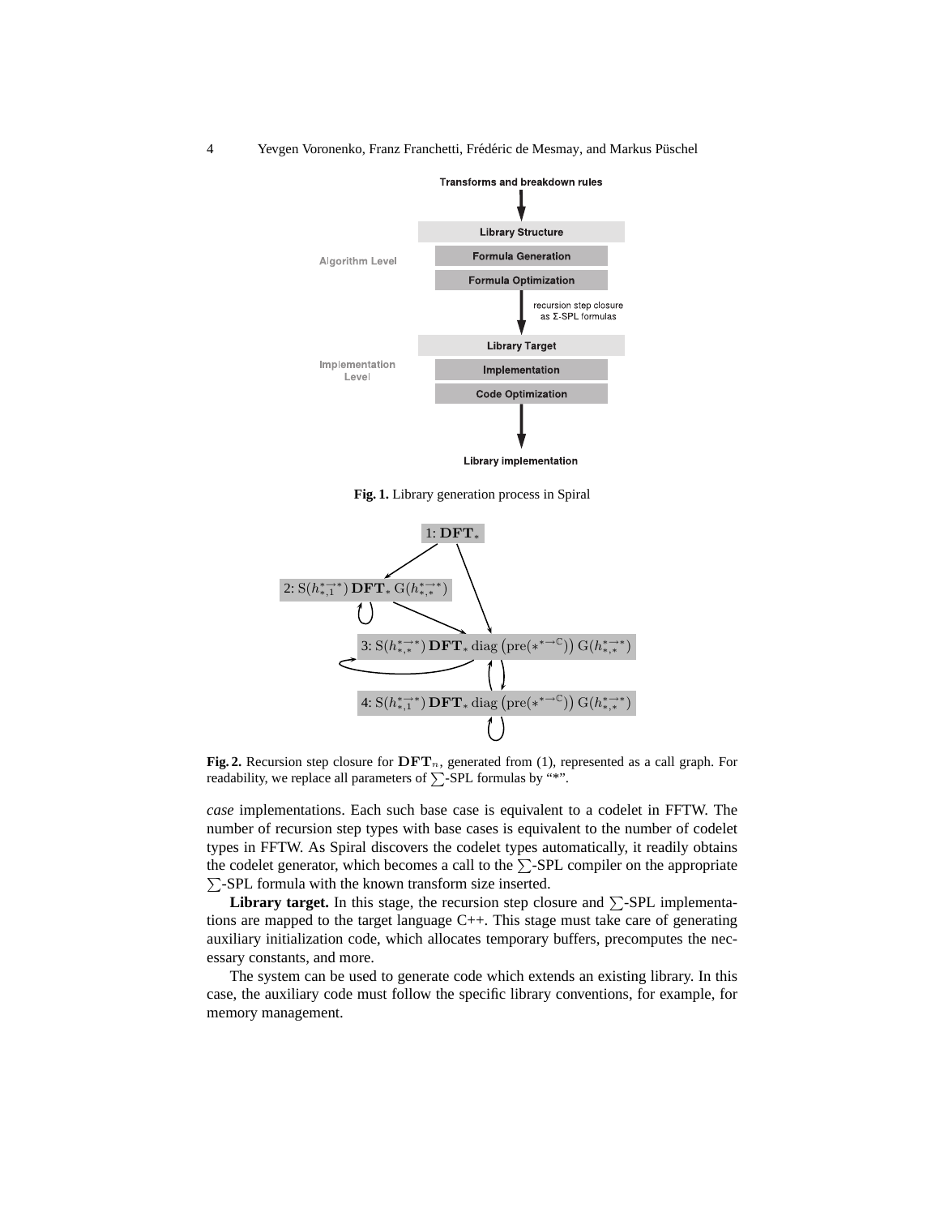Transforms and breakdown rules

Algorithm Level
- Library Structure
- Formula Generation
- Formula Optimization

recursion step closure as Σ-SPL formulas

Implementation Level
- Library Target
- Implementation
- Code Optimization

Library implementation

**Fig. 1.** Library generation process in Spiral

1: $\mathbf{DFT}_*$

2: $\mathrm{S}(h_{*,1}^{*\to *})\,\mathbf{DFT}_*\,\mathrm{G}(h_{*,*}^{*\to *})$

3: $\mathrm{S}(h_{*,*}^{*\to *})\,\mathbf{DFT}_*\,\mathrm{diag}\left(\mathrm{pre}(*^{*\to\mathbb{C}})\right)\,\mathrm{G}(h_{*,*}^{*\to *})$

4: $\mathrm{S}(h_{*,1}^{*\to *})\,\mathbf{DFT}_*\,\mathrm{diag}\left(\mathrm{pre}(*^{*\to\mathbb{C}})\right)\,\mathrm{G}(h_{*,*}^{*\to *})$

**Fig. 2.** Recursion step closure for $\mathbf{DFT}_n$, generated from (1), represented as a call graph. For readability, we replace all parameters of $\sum$-SPL formulas by "*".

*case* implementations. Each such base case is equivalent to a codelet in FFTW. The number of recursion step types with base cases is equivalent to the number of codelet types in FFTW. As Spiral discovers the codelet types automatically, it readily obtains the codelet generator, which becomes a call to the $\sum$-SPL compiler on the appropriate $\sum$-SPL formula with the known transform size inserted.

**Library target.** In this stage, the recursion step closure and $\sum$-SPL implementations are mapped to the target language C++. This stage must take care of generating auxiliary initialization code, which allocates temporary buffers, precomputes the necessary constants, and more.

The system can be used to generate code which extends an existing library. In this case, the auxiliary code must follow the specific library conventions, for example, for memory management.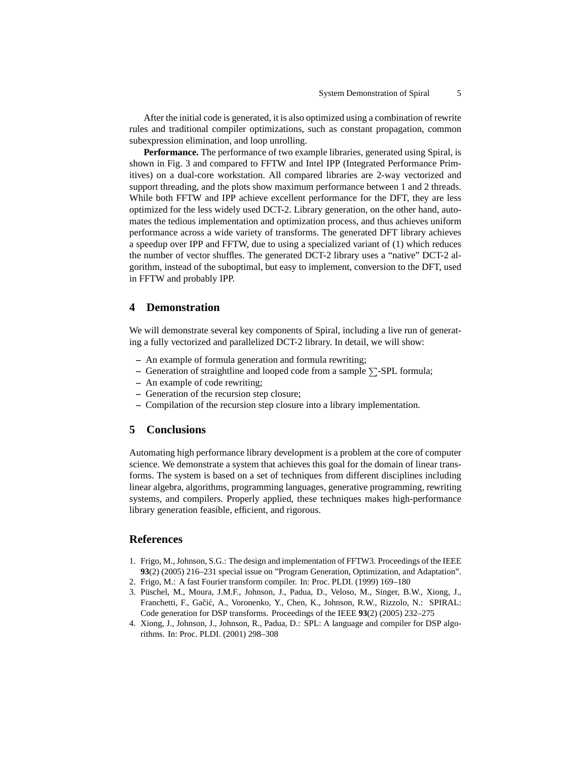After the initial code is generated, it is also optimized using a combination of rewrite rules and traditional compiler optimizations, such as constant propagation, common subexpression elimination, and loop unrolling.

**Performance.** The performance of two example libraries, generated using Spiral, is shown in Fig. 3 and compared to FFTW and Intel IPP (Integrated Performance Primitives) on a dual-core workstation. All compared libraries are 2-way vectorized and support threading, and the plots show maximum performance between 1 and 2 threads. While both FFTW and IPP achieve excellent performance for the DFT, they are less optimized for the less widely used DCT-2. Library generation, on the other hand, automates the tedious implementation and optimization process, and thus achieves uniform performance across a wide variety of transforms. The generated DFT library achieves a speedup over IPP and FFTW, due to using a specialized variant of (1) which reduces the number of vector shuffles. The generated DCT-2 library uses a "native" DCT-2 algorithm, instead of the suboptimal, but easy to implement, conversion to the DFT, used in FFTW and probably IPP.

## 4 Demonstration

We will demonstrate several key components of Spiral, including a live run of generating a fully vectorized and parallelized DCT-2 library. In detail, we will show:

- An example of formula generation and formula rewriting;
- Generation of straightline and looped code from a sample $\sum$-SPL formula;
- An example of code rewriting;
- Generation of the recursion step closure;
- Compilation of the recursion step closure into a library implementation.

## 5 Conclusions

Automating high performance library development is a problem at the core of computer science. We demonstrate a system that achieves this goal for the domain of linear transforms. The system is based on a set of techniques from different disciplines including linear algebra, algorithms, programming languages, generative programming, rewriting systems, and compilers. Properly applied, these techniques makes high-performance library generation feasible, efficient, and rigorous.

## References

1. Frigo, M., Johnson, S.G.: The design and implementation of FFTW3. Proceedings of the IEEE **93**(2) (2005) 216–231 special issue on "Program Generation, Optimization, and Adaptation".
2. Frigo, M.: A fast Fourier transform compiler. In: Proc. PLDI. (1999) 169–180
3. Püschel, M., Moura, J.M.F., Johnson, J., Padua, D., Veloso, M., Singer, B.W., Xiong, J., Franchetti, F., Gačić, A., Voronenko, Y., Chen, K., Johnson, R.W., Rizzolo, N.: SPIRAL: Code generation for DSP transforms. Proceedings of the IEEE **93**(2) (2005) 232–275
4. Xiong, J., Johnson, J., Johnson, R., Padua, D.: SPL: A language and compiler for DSP algorithms. In: Proc. PLDI. (2001) 298–308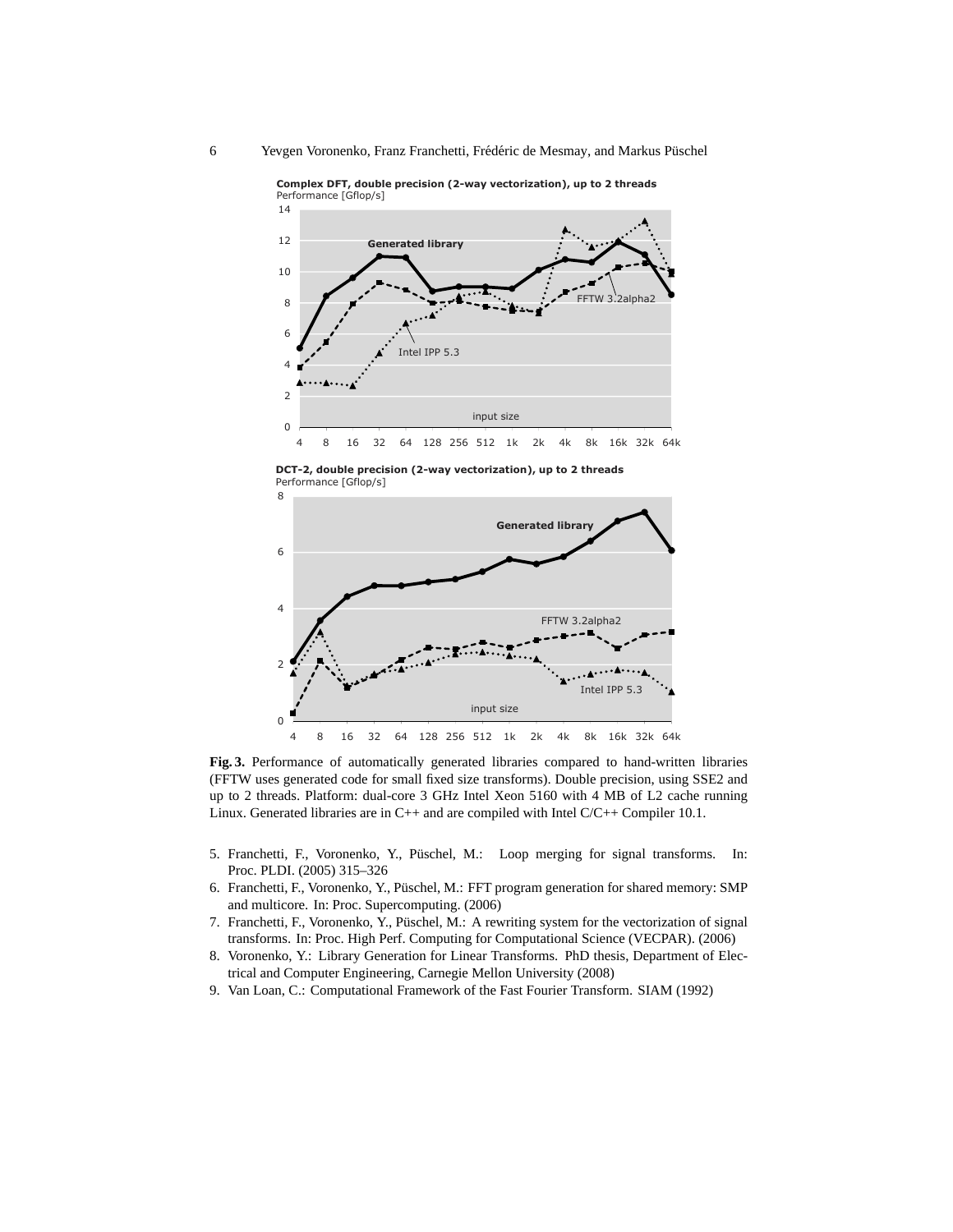Complex DFT, double precision (2-way vectorization), up to 2 threads
Performance [Gflop/s]

14
12
10
8
6
4
2
0

Generated library
FFTW 3.2alpha2
Intel IPP 5.3
input size

4 8 16 32 64 128 256 512 1k 2k 4k 8k 16k 32k 64k

DCT-2, double precision (2-way vectorization), up to 2 threads
Performance [Gflop/s]

8
6
4
2
0

Generated library
FFTW 3.2alpha2
Intel IPP 5.3
input size

4 8 16 32 64 128 256 512 1k 2k 4k 8k 16k 32k 64k

**Fig. 3.** Performance of automatically generated libraries compared to hand-written libraries (FFTW uses generated code for small fixed size transforms). Double precision, using SSE2 and up to 2 threads. Platform: dual-core 3 GHz Intel Xeon 5160 with 4 MB of L2 cache running Linux. Generated libraries are in C++ and are compiled with Intel C/C++ Compiler 10.1.

5. Franchetti, F., Voronenko, Y., Püschel, M.: Loop merging for signal transforms. In: Proc. PLDI. (2005) 315–326
6. Franchetti, F., Voronenko, Y., Püschel, M.: FFT program generation for shared memory: SMP and multicore. In: Proc. Supercomputing. (2006)
7. Franchetti, F., Voronenko, Y., Püschel, M.: A rewriting system for the vectorization of signal transforms. In: Proc. High Perf. Computing for Computational Science (VECPAR). (2006)
8. Voronenko, Y.: Library Generation for Linear Transforms. PhD thesis, Department of Electrical and Computer Engineering, Carnegie Mellon University (2008)
9. Van Loan, C.: Computational Framework of the Fast Fourier Transform. SIAM (1992)